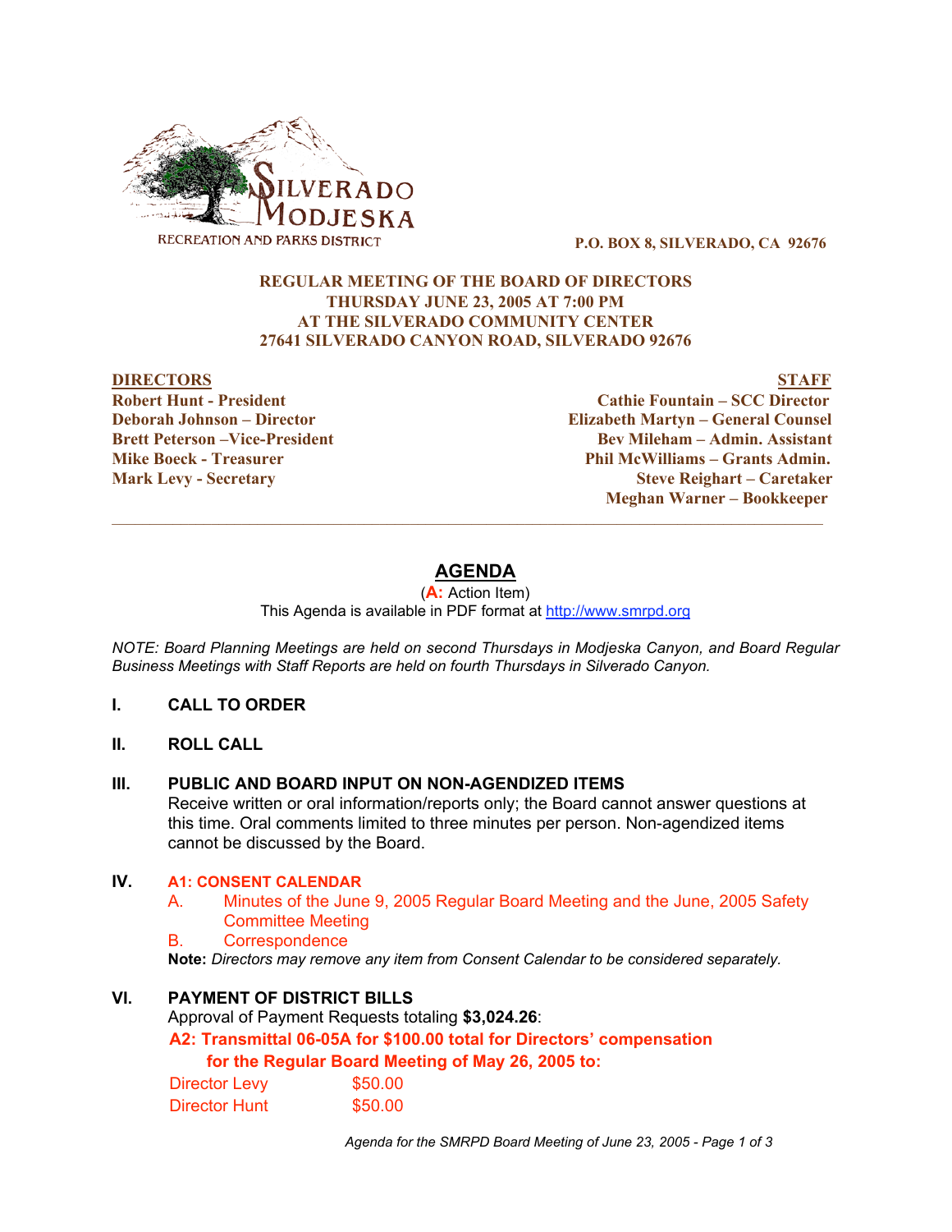SILVERADO MODJESKA RECREATION AND PARKS DISTRICT

P.O. BOX 8, SILVERADO, CA 92676

**REGULAR MEETING OF THE BOARD OF DIRECTORS**
**THURSDAY JUNE 23, 2005 AT 7:00 PM**
**AT THE SILVERADO COMMUNITY CENTER**
**27641 SILVERADO CANYON ROAD, SILVERADO 92676**

| DIRECTORS | STAFF |
|---|---|
| Robert Hunt - President | Cathie Fountain – SCC Director |
| Deborah Johnson – Director | Elizabeth Martyn – General Counsel |
| Brett Peterson –Vice-President | Bev Mileham – Admin. Assistant |
| Mike Boeck - Treasurer | Phil McWilliams – Grants Admin. |
| Mark Levy - Secretary | Steve Reighart – Caretaker |
| | Meghan Warner – Bookkeeper |

---

# AGENDA

(**A:** Action Item)

This Agenda is available in PDF format at http://www.smrpd.org

*NOTE: Board Planning Meetings are held on second Thursdays in Modjeska Canyon, and Board Regular Business Meetings with Staff Reports are held on fourth Thursdays in Silverado Canyon.*

## I. CALL TO ORDER

## II. ROLL CALL

## III. PUBLIC AND BOARD INPUT ON NON-AGENDIZED ITEMS

Receive written or oral information/reports only; the Board cannot answer questions at this time. Oral comments limited to three minutes per person. Non-agendized items cannot be discussed by the Board.

## IV. A1: CONSENT CALENDAR

A. Minutes of the June 9, 2005 Regular Board Meeting and the June, 2005 Safety Committee Meeting

B. Correspondence

**Note:** *Directors may remove any item from Consent Calendar to be considered separately.*

## VI. PAYMENT OF DISTRICT BILLS

Approval of Payment Requests totaling **$3,024.26**:

**A2: Transmittal 06-05A for $100.00 total for Directors' compensation for the Regular Board Meeting of May 26, 2005 to:**

| | |
|---|---|
| Director Levy | $50.00 |
| Director Hunt | $50.00 |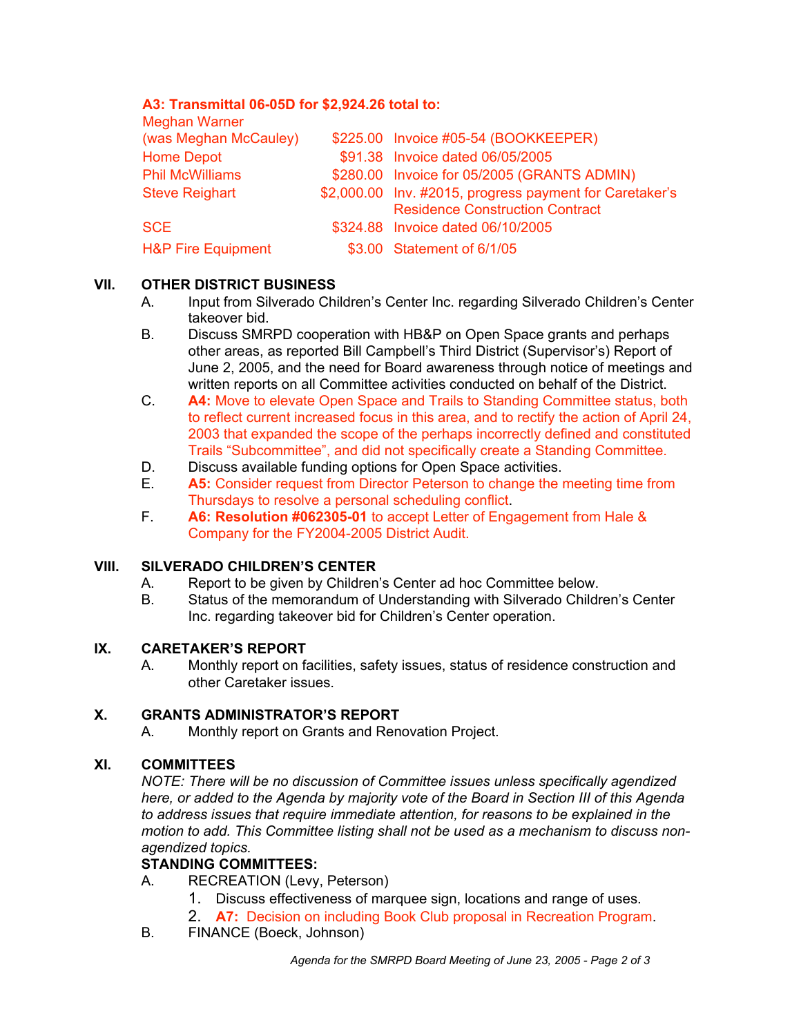**A3: Transmittal 06-05D for $2,924.26 total to:**

| | | |
|---|---|---|
| Meghan Warner (was Meghan McCauley) | $225.00 | Invoice #05-54 (BOOKKEEPER) |
| Home Depot | $91.38 | Invoice dated 06/05/2005 |
| Phil McWilliams | $280.00 | Invoice for 05/2005 (GRANTS ADMIN) |
| Steve Reighart | $2,000.00 | Inv. #2015, progress payment for Caretaker's Residence Construction Contract |
| SCE | $324.88 | Invoice dated 06/10/2005 |
| H&P Fire Equipment | $3.00 | Statement of 6/1/05 |

## VII. OTHER DISTRICT BUSINESS

A. Input from Silverado Children's Center Inc. regarding Silverado Children's Center takeover bid.

B. Discuss SMRPD cooperation with HB&P on Open Space grants and perhaps other areas, as reported Bill Campbell's Third District (Supervisor's) Report of June 2, 2005, and the need for Board awareness through notice of meetings and written reports on all Committee activities conducted on behalf of the District.

C. **A4:** Move to elevate Open Space and Trails to Standing Committee status, both to reflect current increased focus in this area, and to rectify the action of April 24, 2003 that expanded the scope of the perhaps incorrectly defined and constituted Trails "Subcommittee", and did not specifically create a Standing Committee.

D. Discuss available funding options for Open Space activities.

E. **A5:** Consider request from Director Peterson to change the meeting time from Thursdays to resolve a personal scheduling conflict.

F. **A6: Resolution #062305-01** to accept Letter of Engagement from Hale & Company for the FY2004-2005 District Audit.

## VIII. SILVERADO CHILDREN'S CENTER

A. Report to be given by Children's Center ad hoc Committee below.

B. Status of the memorandum of Understanding with Silverado Children's Center Inc. regarding takeover bid for Children's Center operation.

## IX. CARETAKER'S REPORT

A. Monthly report on facilities, safety issues, status of residence construction and other Caretaker issues.

## X. GRANTS ADMINISTRATOR'S REPORT

A. Monthly report on Grants and Renovation Project.

## XI. COMMITTEES

*NOTE: There will be no discussion of Committee issues unless specifically agendized here, or added to the Agenda by majority vote of the Board in Section III of this Agenda to address issues that require immediate attention, for reasons to be explained in the motion to add. This Committee listing shall not be used as a mechanism to discuss non-agendized topics.*

**STANDING COMMITTEES:**

A. RECREATION (Levy, Peterson)
   1. Discuss effectiveness of marquee sign, locations and range of uses.
   2. **A7:** Decision on including Book Club proposal in Recreation Program.

B. FINANCE (Boeck, Johnson)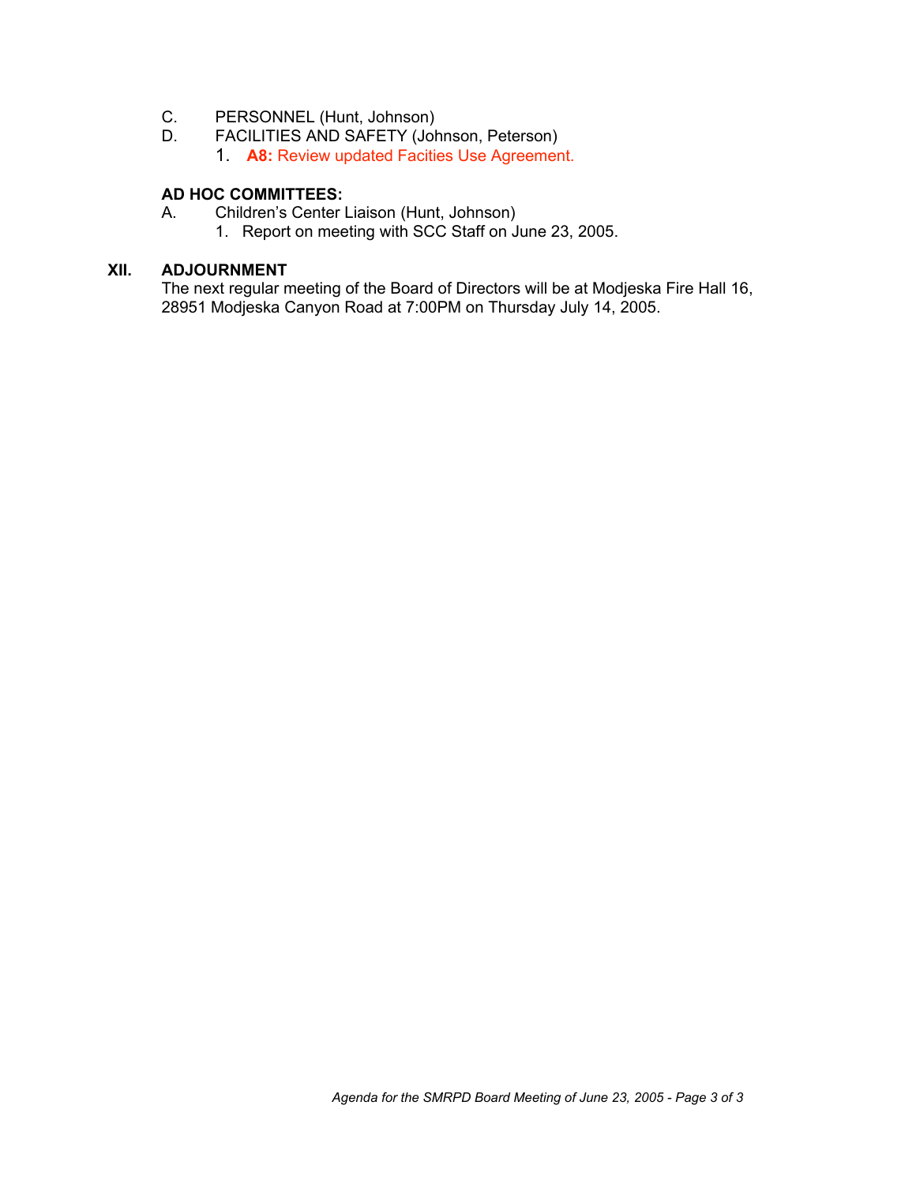C. PERSONNEL (Hunt, Johnson)

D. FACILITIES AND SAFETY (Johnson, Peterson)

1. **A8:** Review updated Facities Use Agreement.

**AD HOC COMMITTEES:**

A. Children's Center Liaison (Hunt, Johnson)

1. Report on meeting with SCC Staff on June 23, 2005.

## XII. ADJOURNMENT

The next regular meeting of the Board of Directors will be at Modjeska Fire Hall 16, 28951 Modjeska Canyon Road at 7:00PM on Thursday July 14, 2005.